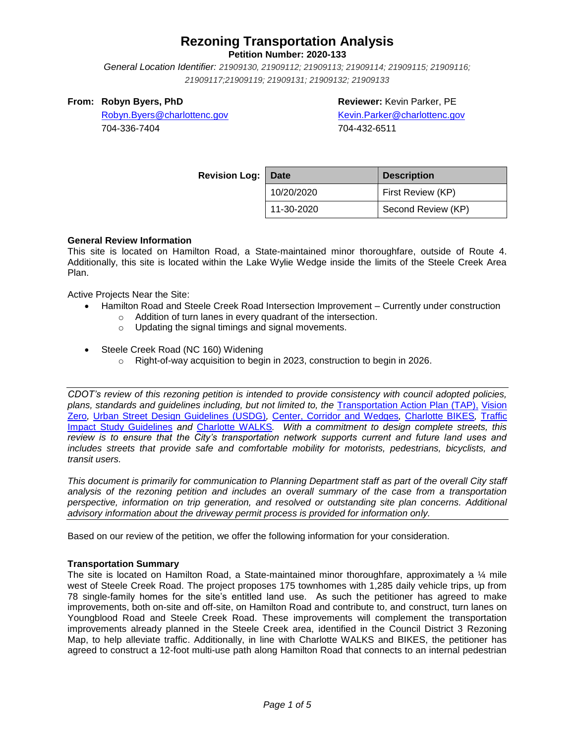# Rezoning Transportation Analysis

**Petition Number: 2020-133**

*General Location Identifier:* 21909130, 21909112; 21909113; 21909114; 21909115; 21909116; 21909117;21909119; 21909131; 21909132; 21909133

**From: Robyn Byers, PhD**
Robyn.Byers@charlottenc.gov
704-336-7404

**Reviewer:** Kevin Parker, PE
Kevin.Parker@charlottenc.gov
704-432-6511

**Revision Log:**

| Date | Description |
|---|---|
| 10/20/2020 | First Review (KP) |
| 11-30-2020 | Second Review (KP) |

**General Review Information**

This site is located on Hamilton Road, a State-maintained minor thoroughfare, outside of Route 4. Additionally, this site is located within the Lake Wylie Wedge inside the limits of the Steele Creek Area Plan.

Active Projects Near the Site:

- Hamilton Road and Steele Creek Road Intersection Improvement – Currently under construction
  - Addition of turn lanes in every quadrant of the intersection.
  - Updating the signal timings and signal movements.
- Steele Creek Road (NC 160) Widening
  - Right-of-way acquisition to begin in 2023, construction to begin in 2026.

*CDOT's review of this rezoning petition is intended to provide consistency with council adopted policies, plans, standards and guidelines including, but not limited to, the Transportation Action Plan (TAP), Vision Zero, Urban Street Design Guidelines (USDG), Center, Corridor and Wedges, Charlotte BIKES, Traffic Impact Study Guidelines and Charlotte WALKS. With a commitment to design complete streets, this review is to ensure that the City's transportation network supports current and future land uses and includes streets that provide safe and comfortable mobility for motorists, pedestrians, bicyclists, and transit users.*

*This document is primarily for communication to Planning Department staff as part of the overall City staff analysis of the rezoning petition and includes an overall summary of the case from a transportation perspective, information on trip generation, and resolved or outstanding site plan concerns. Additional advisory information about the driveway permit process is provided for information only.*

Based on our review of the petition, we offer the following information for your consideration.

**Transportation Summary**

The site is located on Hamilton Road, a State-maintained minor thoroughfare, approximately a ¼ mile west of Steele Creek Road. The project proposes 175 townhomes with 1,285 daily vehicle trips, up from 78 single-family homes for the site's entitled land use. As such the petitioner has agreed to make improvements, both on-site and off-site, on Hamilton Road and contribute to, and construct, turn lanes on Youngblood Road and Steele Creek Road. These improvements will complement the transportation improvements already planned in the Steele Creek area, identified in the Council District 3 Rezoning Map, to help alleviate traffic. Additionally, in line with Charlotte WALKS and BIKES, the petitioner has agreed to construct a 12-foot multi-use path along Hamilton Road that connects to an internal pedestrian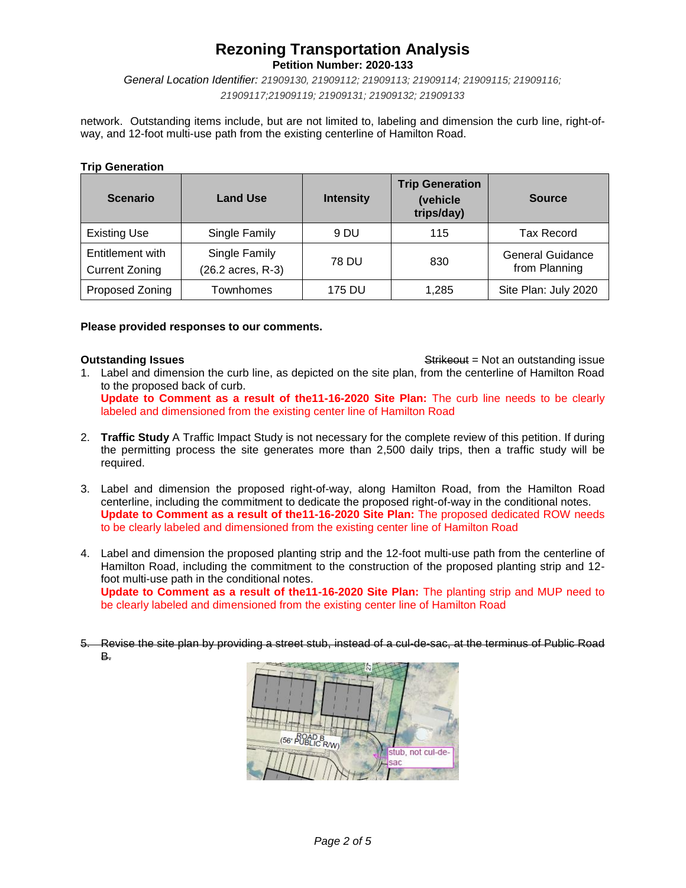network. Outstanding items include, but are not limited to, labeling and dimension the curb line, right-of-way, and 12-foot multi-use path from the existing centerline of Hamilton Road.

**Trip Generation**

| Scenario | Land Use | Intensity | Trip Generation (vehicle trips/day) | Source |
|---|---|---|---|---|
| Existing Use | Single Family | 9 DU | 115 | Tax Record |
| Entitlement with Current Zoning | Single Family (26.2 acres, R-3) | 78 DU | 830 | General Guidance from Planning |
| Proposed Zoning | Townhomes | 175 DU | 1,285 | Site Plan: July 2020 |

**Please provided responses to our comments.**

**Outstanding Issues** ~~Strikeout~~ = Not an outstanding issue

1. Label and dimension the curb line, as depicted on the site plan, from the centerline of Hamilton Road to the proposed back of curb.
   **Update to Comment as a result of the11-16-2020 Site Plan:** The curb line needs to be clearly labeled and dimensioned from the existing center line of Hamilton Road

2. **Traffic Study** A Traffic Impact Study is not necessary for the complete review of this petition. If during the permitting process the site generates more than 2,500 daily trips, then a traffic study will be required.

3. Label and dimension the proposed right-of-way, along Hamilton Road, from the Hamilton Road centerline, including the commitment to dedicate the proposed right-of-way in the conditional notes.
   **Update to Comment as a result of the11-16-2020 Site Plan:** The proposed dedicated ROW needs to be clearly labeled and dimensioned from the existing center line of Hamilton Road

4. Label and dimension the proposed planting strip and the 12-foot multi-use path from the centerline of Hamilton Road, including the commitment to the construction of the proposed planting strip and 12-foot multi-use path in the conditional notes.
   **Update to Comment as a result of the11-16-2020 Site Plan:** The planting strip and MUP need to be clearly labeled and dimensioned from the existing center line of Hamilton Road

5. ~~Revise the site plan by providing a street stub, instead of a cul-de-sac, at the terminus of Public Road B.~~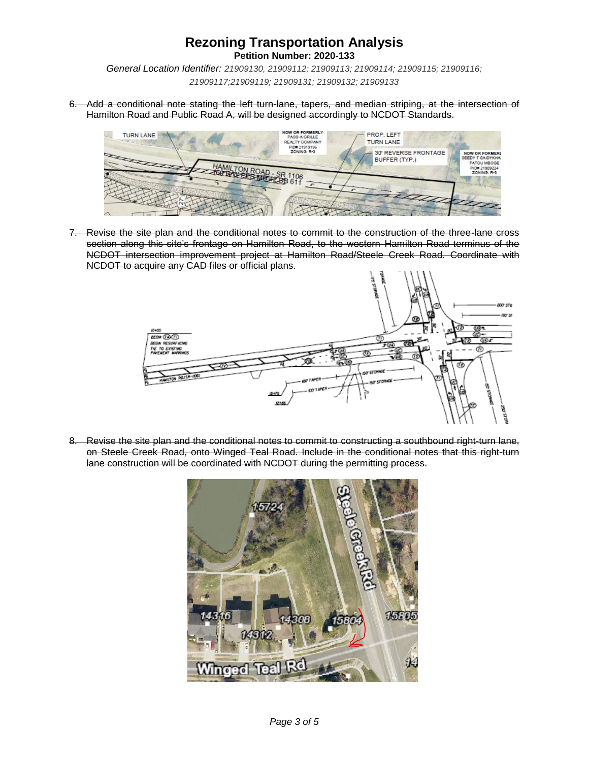# Rezoning Transportation Analysis

**Petition Number: 2020-133**

*General Location Identifier: 21909130, 21909112; 21909113; 21909114; 21909115; 21909116; 21909117;21909119; 21909131; 21909132; 21909133*

6. ~~Add a conditional note stating the left turn-lane, tapers, and median striping, at the intersection of Hamilton Road and Public Road A, will be designed accordingly to NCDOT Standards.~~

7. ~~Revise the site plan and the conditional notes to commit to the construction of the three-lane cross section along this site's frontage on Hamilton Road, to the western Hamilton Road terminus of the NCDOT intersection improvement project at Hamilton Road/Steele Creek Road. Coordinate with NCDOT to acquire any CAD files or official plans.~~

8. ~~Revise the site plan and the conditional notes to commit to constructing a southbound right-turn lane, on Steele Creek Road, onto Winged Teal Road. Include in the conditional notes that this right-turn lane construction will be coordinated with NCDOT during the permitting process.~~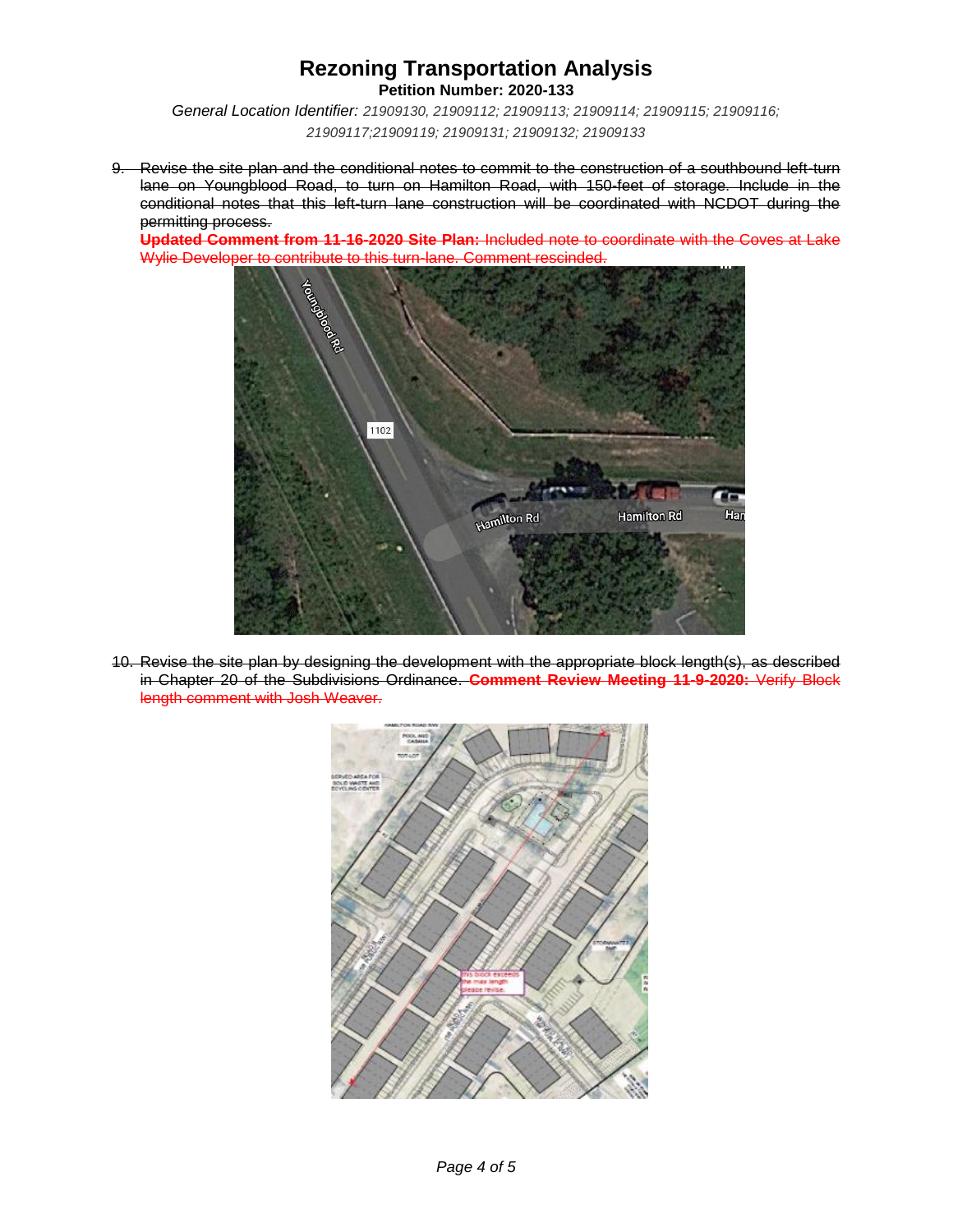# Rezoning Transportation Analysis

**Petition Number: 2020-133**

*General Location Identifier: 21909130, 21909112; 21909113; 21909114; 21909115; 21909116; 21909117;21909119; 21909131; 21909132; 21909133*

9. ~~Revise the site plan and the conditional notes to commit to the construction of a southbound left-turn lane on Youngblood Road, to turn on Hamilton Road, with 150-feet of storage. Include in the conditional notes that this left-turn lane construction will be coordinated with NCDOT during the permitting process.~~
   ~~**Updated Comment from 11-16-2020 Site Plan:** Included note to coordinate with the Coves at Lake Wylie Developer to contribute to this turn-lane. Comment rescinded.~~

10. ~~Revise the site plan by designing the development with the appropriate block length(s), as described in Chapter 20 of the Subdivisions Ordinance. **Comment Review Meeting 11-9-2020:** Verify Block length comment with Josh Weaver.~~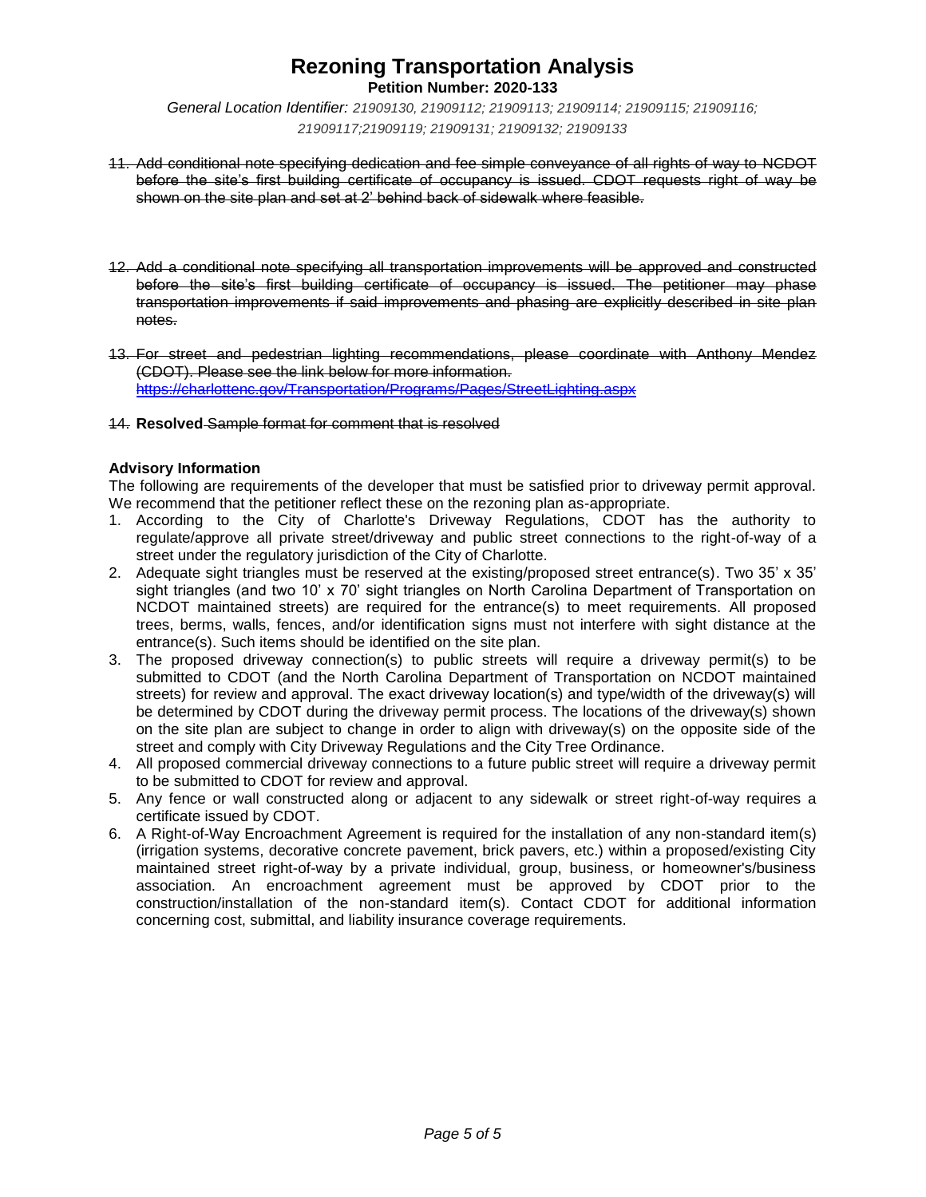# Rezoning Transportation Analysis

**Petition Number: 2020-133**

*General Location Identifier: 21909130, 21909112; 21909113; 21909114; 21909115; 21909116; 21909117;21909119; 21909131; 21909132; 21909133*

11. ~~Add conditional note specifying dedication and fee simple conveyance of all rights of way to NCDOT before the site's first building certificate of occupancy is issued. CDOT requests right of way be shown on the site plan and set at 2' behind back of sidewalk where feasible.~~

12. ~~Add a conditional note specifying all transportation improvements will be approved and constructed before the site's first building certificate of occupancy is issued. The petitioner may phase transportation improvements if said improvements and phasing are explicitly described in site plan notes.~~

13. ~~For street and pedestrian lighting recommendations, please coordinate with Anthony Mendez (CDOT). Please see the link below for more information.~~ ~~https://charlottenc.gov/Transportation/Programs/Pages/StreetLighting.aspx~~

14. **Resolved** ~~Sample format for comment that is resolved~~

**Advisory Information**

The following are requirements of the developer that must be satisfied prior to driveway permit approval. We recommend that the petitioner reflect these on the rezoning plan as-appropriate.

1. According to the City of Charlotte's Driveway Regulations, CDOT has the authority to regulate/approve all private street/driveway and public street connections to the right-of-way of a street under the regulatory jurisdiction of the City of Charlotte.
2. Adequate sight triangles must be reserved at the existing/proposed street entrance(s). Two 35' x 35' sight triangles (and two 10' x 70' sight triangles on North Carolina Department of Transportation on NCDOT maintained streets) are required for the entrance(s) to meet requirements. All proposed trees, berms, walls, fences, and/or identification signs must not interfere with sight distance at the entrance(s). Such items should be identified on the site plan.
3. The proposed driveway connection(s) to public streets will require a driveway permit(s) to be submitted to CDOT (and the North Carolina Department of Transportation on NCDOT maintained streets) for review and approval. The exact driveway location(s) and type/width of the driveway(s) will be determined by CDOT during the driveway permit process. The locations of the driveway(s) shown on the site plan are subject to change in order to align with driveway(s) on the opposite side of the street and comply with City Driveway Regulations and the City Tree Ordinance.
4. All proposed commercial driveway connections to a future public street will require a driveway permit to be submitted to CDOT for review and approval.
5. Any fence or wall constructed along or adjacent to any sidewalk or street right-of-way requires a certificate issued by CDOT.
6. A Right-of-Way Encroachment Agreement is required for the installation of any non-standard item(s) (irrigation systems, decorative concrete pavement, brick pavers, etc.) within a proposed/existing City maintained street right-of-way by a private individual, group, business, or homeowner's/business association. An encroachment agreement must be approved by CDOT prior to the construction/installation of the non-standard item(s). Contact CDOT for additional information concerning cost, submittal, and liability insurance coverage requirements.